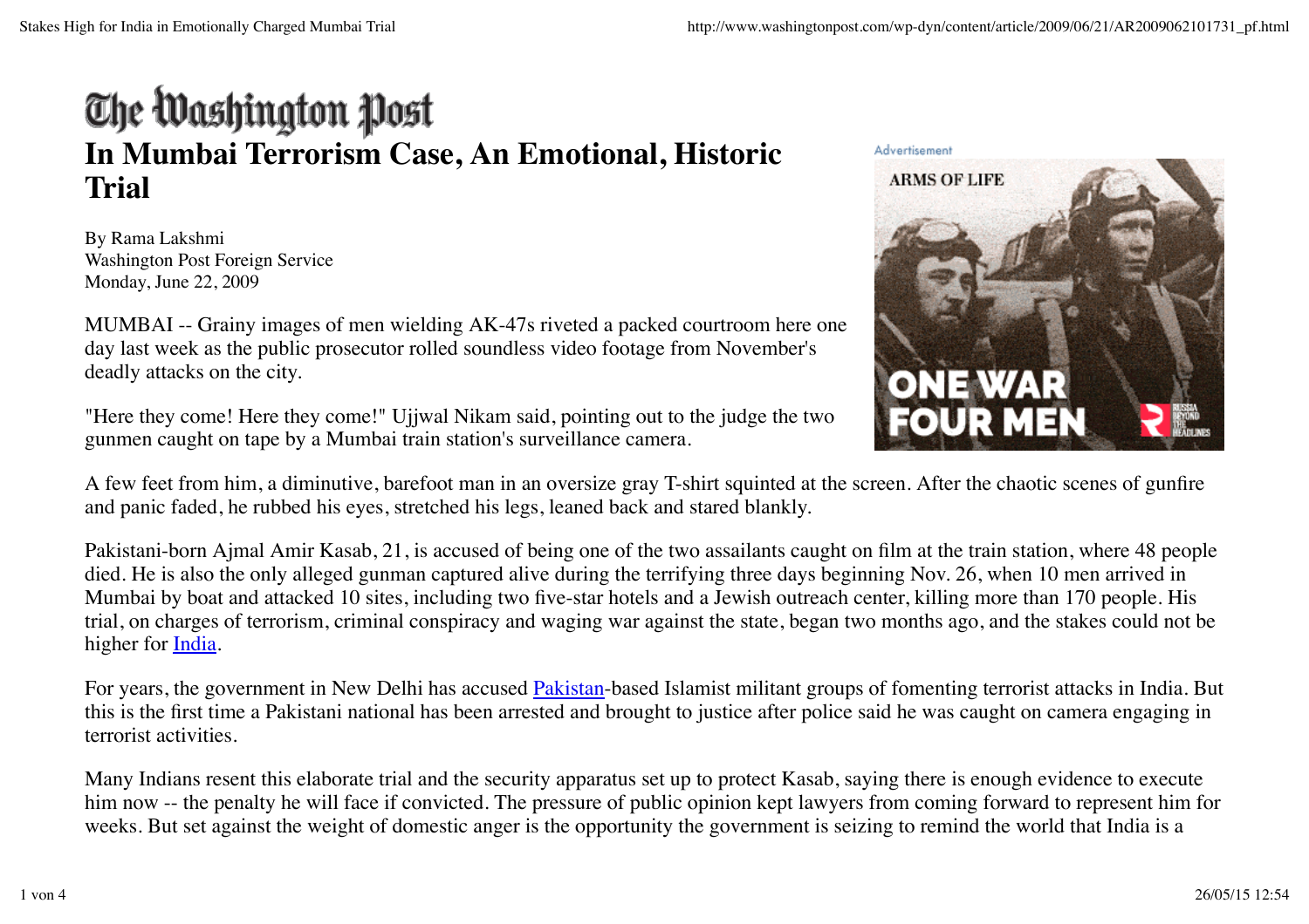The Washington Post

# In Mumbai Terrorism Case, An Emotional, Historic Trial

By Rama Lakshmi
Washington Post Foreign Service
Monday, June 22, 2009

MUMBAI -- Grainy images of men wielding AK-47s riveted a packed courtroom here one day last week as the public prosecutor rolled soundless video footage from November's deadly attacks on the city.

"Here they come! Here they come!" Ujjwal Nikam said, pointing out to the judge the two gunmen caught on tape by a Mumbai train station's surveillance camera.

A few feet from him, a diminutive, barefoot man in an oversize gray T-shirt squinted at the screen. After the chaotic scenes of gunfire and panic faded, he rubbed his eyes, stretched his legs, leaned back and stared blankly.

Pakistani-born Ajmal Amir Kasab, 21, is accused of being one of the two assailants caught on film at the train station, where 48 people died. He is also the only alleged gunman captured alive during the terrifying three days beginning Nov. 26, when 10 men arrived in Mumbai by boat and attacked 10 sites, including two five-star hotels and a Jewish outreach center, killing more than 170 people. His trial, on charges of terrorism, criminal conspiracy and waging war against the state, began two months ago, and the stakes could not be higher for India.

For years, the government in New Delhi has accused Pakistan-based Islamist militant groups of fomenting terrorist attacks in India. But this is the first time a Pakistani national has been arrested and brought to justice after police said he was caught on camera engaging in terrorist activities.

Many Indians resent this elaborate trial and the security apparatus set up to protect Kasab, saying there is enough evidence to execute him now -- the penalty he will face if convicted. The pressure of public opinion kept lawyers from coming forward to represent him for weeks. But set against the weight of domestic anger is the opportunity the government is seizing to remind the world that India is a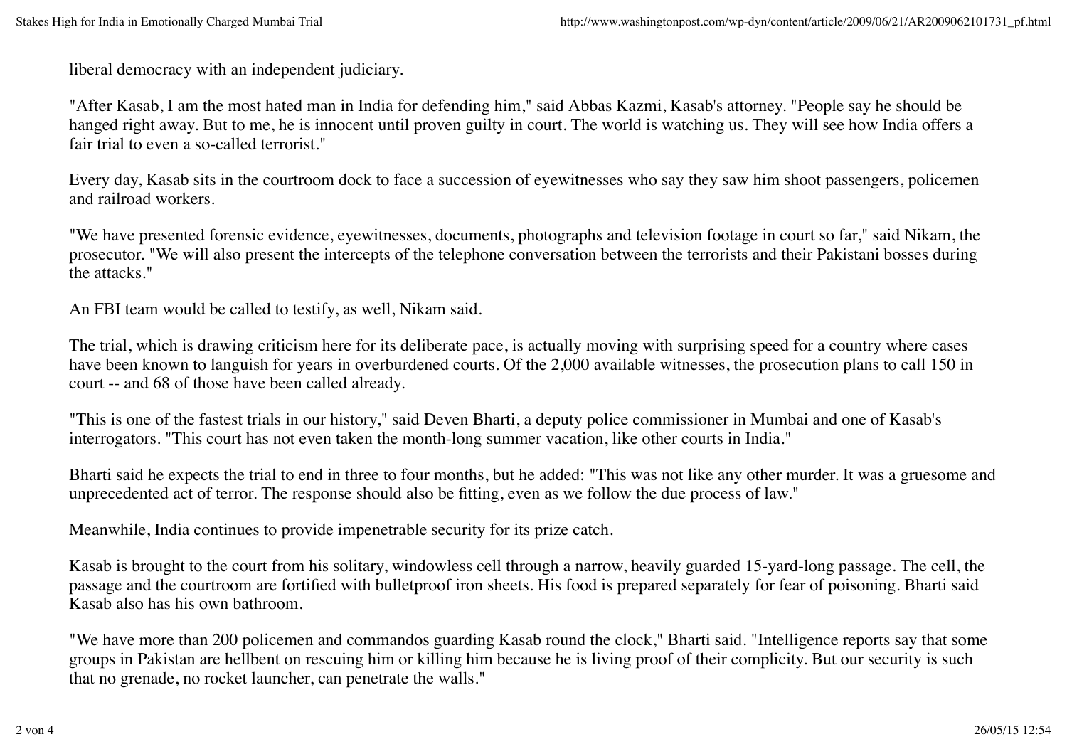liberal democracy with an independent judiciary.

"After Kasab, I am the most hated man in India for defending him," said Abbas Kazmi, Kasab's attorney. "People say he should be hanged right away. But to me, he is innocent until proven guilty in court. The world is watching us. They will see how India offers a fair trial to even a so-called terrorist."

Every day, Kasab sits in the courtroom dock to face a succession of eyewitnesses who say they saw him shoot passengers, policemen and railroad workers.

"We have presented forensic evidence, eyewitnesses, documents, photographs and television footage in court so far," said Nikam, the prosecutor. "We will also present the intercepts of the telephone conversation between the terrorists and their Pakistani bosses during the attacks."

An FBI team would be called to testify, as well, Nikam said.

The trial, which is drawing criticism here for its deliberate pace, is actually moving with surprising speed for a country where cases have been known to languish for years in overburdened courts. Of the 2,000 available witnesses, the prosecution plans to call 150 in court -- and 68 of those have been called already.

"This is one of the fastest trials in our history," said Deven Bharti, a deputy police commissioner in Mumbai and one of Kasab's interrogators. "This court has not even taken the month-long summer vacation, like other courts in India."

Bharti said he expects the trial to end in three to four months, but he added: "This was not like any other murder. It was a gruesome and unprecedented act of terror. The response should also be fitting, even as we follow the due process of law."

Meanwhile, India continues to provide impenetrable security for its prize catch.

Kasab is brought to the court from his solitary, windowless cell through a narrow, heavily guarded 15-yard-long passage. The cell, the passage and the courtroom are fortified with bulletproof iron sheets. His food is prepared separately for fear of poisoning. Bharti said Kasab also has his own bathroom.

"We have more than 200 policemen and commandos guarding Kasab round the clock," Bharti said. "Intelligence reports say that some groups in Pakistan are hellbent on rescuing him or killing him because he is living proof of their complicity. But our security is such that no grenade, no rocket launcher, can penetrate the walls."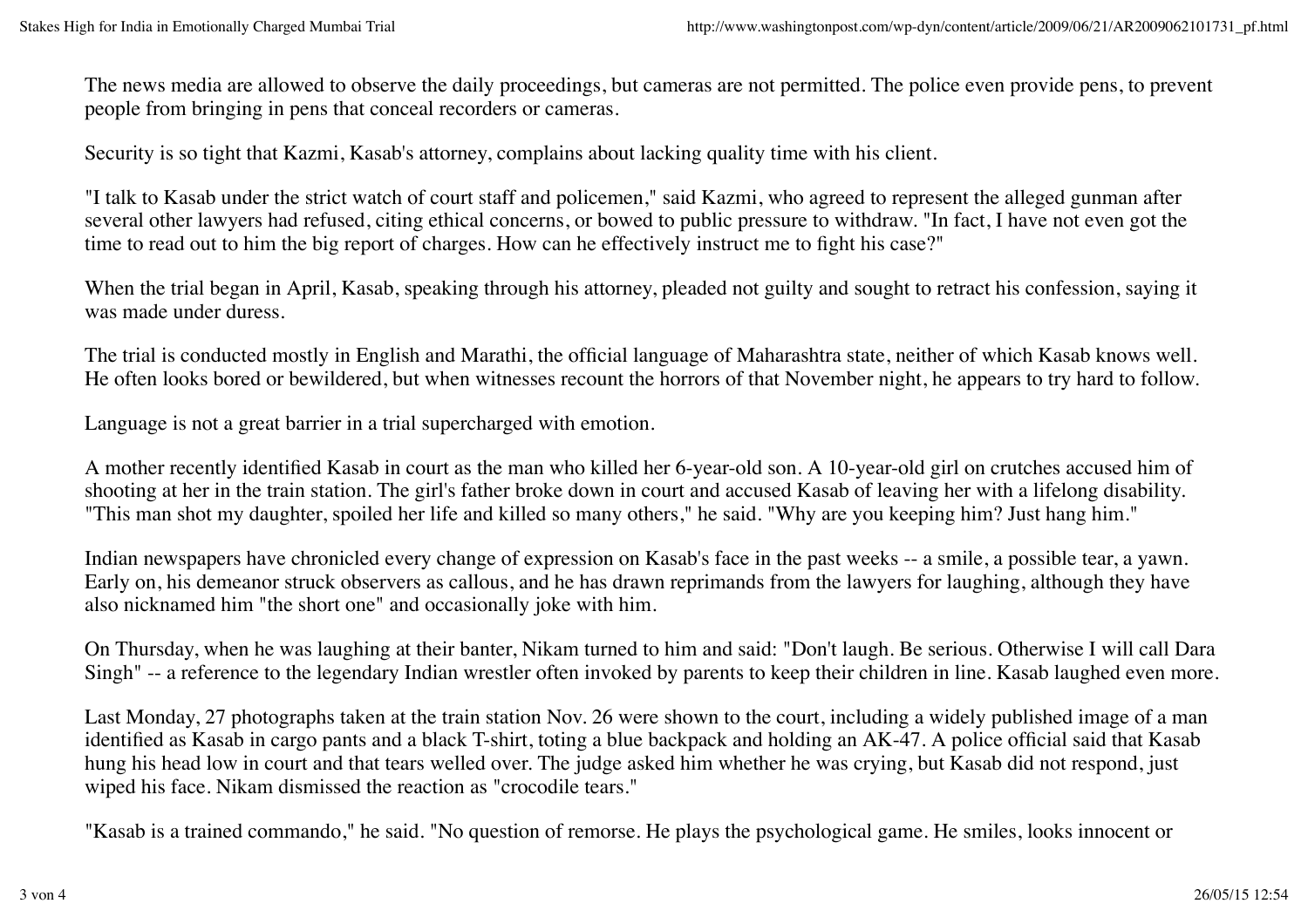The news media are allowed to observe the daily proceedings, but cameras are not permitted. The police even provide pens, to prevent people from bringing in pens that conceal recorders or cameras.

Security is so tight that Kazmi, Kasab's attorney, complains about lacking quality time with his client.

"I talk to Kasab under the strict watch of court staff and policemen," said Kazmi, who agreed to represent the alleged gunman after several other lawyers had refused, citing ethical concerns, or bowed to public pressure to withdraw. "In fact, I have not even got the time to read out to him the big report of charges. How can he effectively instruct me to fight his case?"

When the trial began in April, Kasab, speaking through his attorney, pleaded not guilty and sought to retract his confession, saying it was made under duress.

The trial is conducted mostly in English and Marathi, the official language of Maharashtra state, neither of which Kasab knows well. He often looks bored or bewildered, but when witnesses recount the horrors of that November night, he appears to try hard to follow.

Language is not a great barrier in a trial supercharged with emotion.

A mother recently identified Kasab in court as the man who killed her 6-year-old son. A 10-year-old girl on crutches accused him of shooting at her in the train station. The girl's father broke down in court and accused Kasab of leaving her with a lifelong disability. "This man shot my daughter, spoiled her life and killed so many others," he said. "Why are you keeping him? Just hang him."

Indian newspapers have chronicled every change of expression on Kasab's face in the past weeks -- a smile, a possible tear, a yawn. Early on, his demeanor struck observers as callous, and he has drawn reprimands from the lawyers for laughing, although they have also nicknamed him "the short one" and occasionally joke with him.

On Thursday, when he was laughing at their banter, Nikam turned to him and said: "Don't laugh. Be serious. Otherwise I will call Dara Singh" -- a reference to the legendary Indian wrestler often invoked by parents to keep their children in line. Kasab laughed even more.

Last Monday, 27 photographs taken at the train station Nov. 26 were shown to the court, including a widely published image of a man identified as Kasab in cargo pants and a black T-shirt, toting a blue backpack and holding an AK-47. A police official said that Kasab hung his head low in court and that tears welled over. The judge asked him whether he was crying, but Kasab did not respond, just wiped his face. Nikam dismissed the reaction as "crocodile tears."

"Kasab is a trained commando," he said. "No question of remorse. He plays the psychological game. He smiles, looks innocent or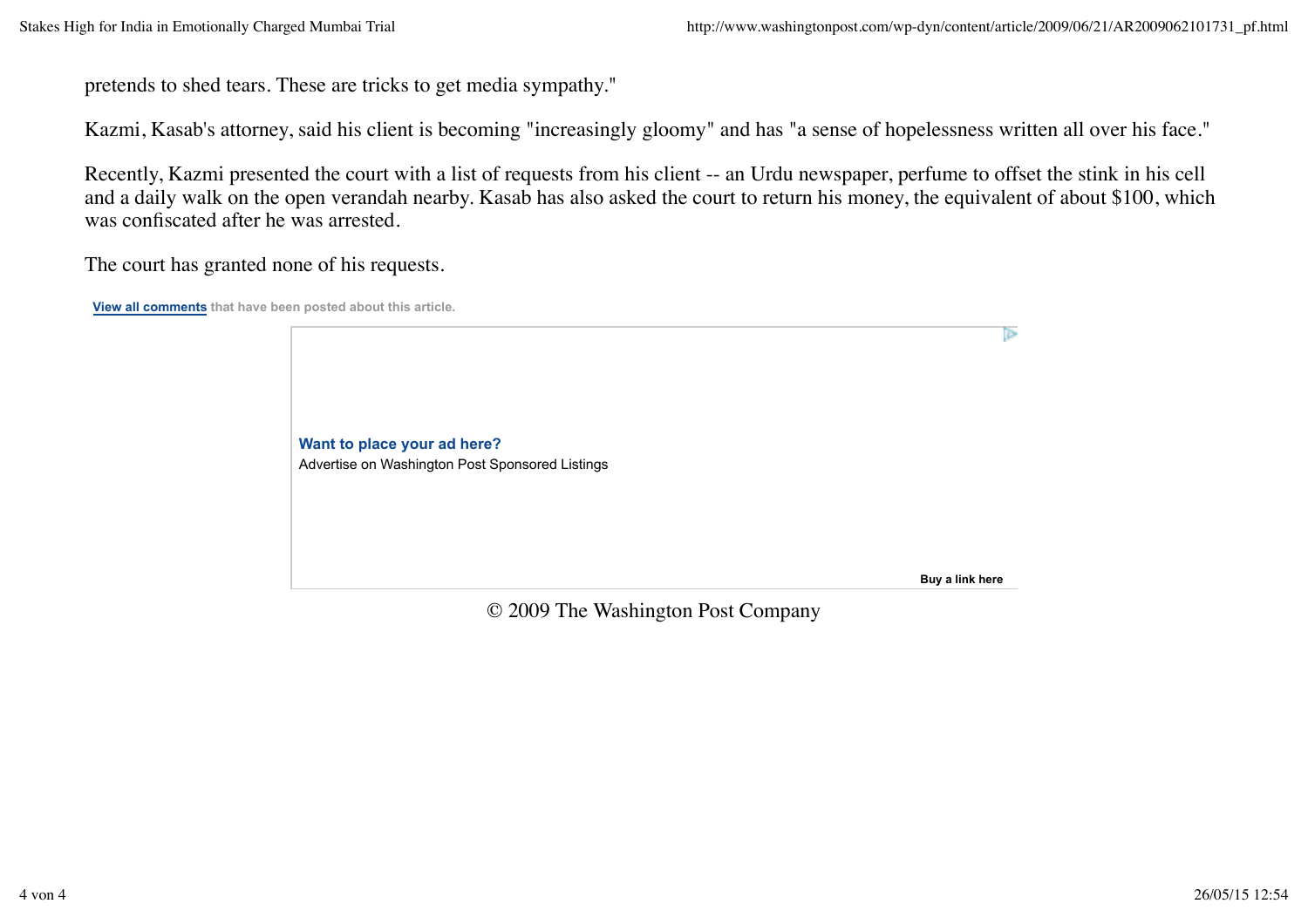pretends to shed tears. These are tricks to get media sympathy."

Kazmi, Kasab's attorney, said his client is becoming "increasingly gloomy" and has "a sense of hopelessness written all over his face."

Recently, Kazmi presented the court with a list of requests from his client -- an Urdu newspaper, perfume to offset the stink in his cell and a daily walk on the open verandah nearby. Kasab has also asked the court to return his money, the equivalent of about $100, which was confiscated after he was arrested.

The court has granted none of his requests.

**View all comments** that have been posted about this article.

**Want to place your ad here?**
Advertise on Washington Post Sponsored Listings

**Buy a link here**

© 2009 The Washington Post Company